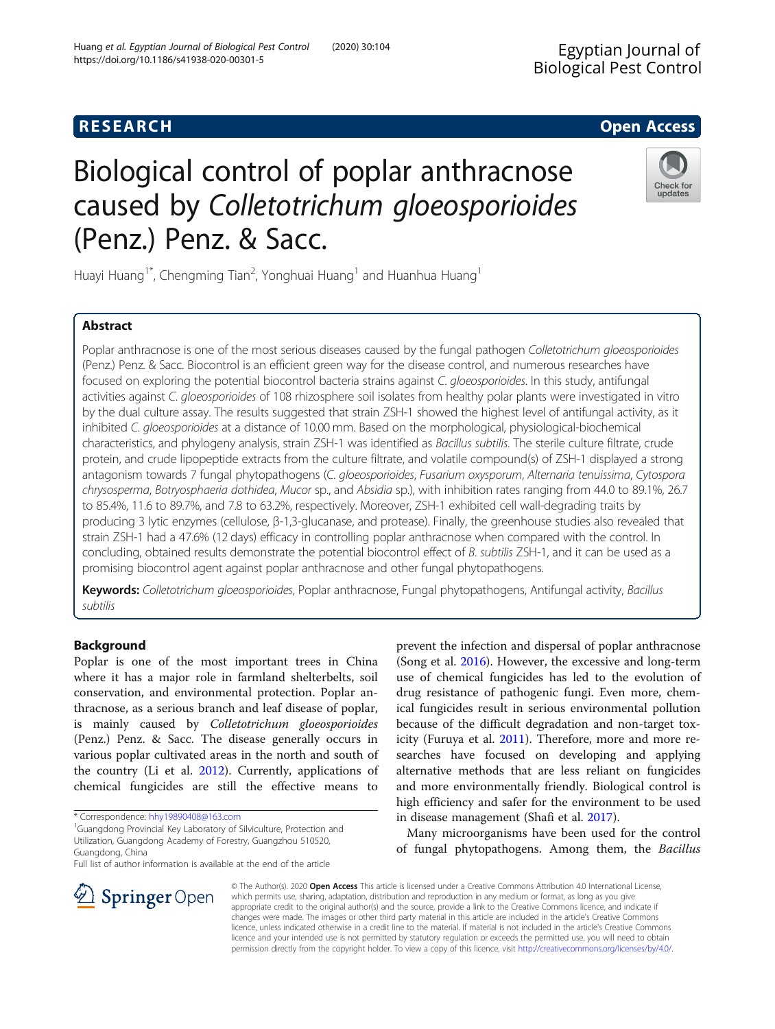RESEARCH

Open Access

# Biological control of poplar anthracnose caused by *Colletotrichum gloeosporioides* (Penz.) Penz. & Sacc.

Huayi Huang[1*], Chengming Tian[2], Yonghuai Huang[1] and Huanhua Huang[1]

## Abstract

Poplar anthracnose is one of the most serious diseases caused by the fungal pathogen *Colletotrichum gloeosporioides* (Penz.) Penz. & Sacc. Biocontrol is an efficient green way for the disease control, and numerous researches have focused on exploring the potential biocontrol bacteria strains against *C. gloeosporioides*. In this study, antifungal activities against *C. gloeosporioides* of 108 rhizosphere soil isolates from healthy polar plants were investigated in vitro by the dual culture assay. The results suggested that strain ZSH-1 showed the highest level of antifungal activity, as it inhibited *C. gloeosporioides* at a distance of 10.00 mm. Based on the morphological, physiological-biochemical characteristics, and phylogeny analysis, strain ZSH-1 was identified as *Bacillus subtilis*. The sterile culture filtrate, crude protein, and crude lipopeptide extracts from the culture filtrate, and volatile compound(s) of ZSH-1 displayed a strong antagonism towards 7 fungal phytopathogens (*C. gloeosporioides*, *Fusarium oxysporum*, *Alternaria tenuissima*, *Cytospora chrysosperma*, *Botryosphaeria dothidea*, *Mucor* sp., and *Absidia* sp.), with inhibition rates ranging from 44.0 to 89.1%, 26.7 to 85.4%, 11.6 to 89.7%, and 7.8 to 63.2%, respectively. Moreover, ZSH-1 exhibited cell wall-degrading traits by producing 3 lytic enzymes (cellulose, β-1,3-glucanase, and protease). Finally, the greenhouse studies also revealed that strain ZSH-1 had a 47.6% (12 days) efficacy in controlling poplar anthracnose when compared with the control. In concluding, obtained results demonstrate the potential biocontrol effect of *B. subtilis* ZSH-1, and it can be used as a promising biocontrol agent against poplar anthracnose and other fungal phytopathogens.

**Keywords:** *Colletotrichum gloeosporioides*, Poplar anthracnose, Fungal phytopathogens, Antifungal activity, *Bacillus subtilis*

## Background

Poplar is one of the most important trees in China where it has a major role in farmland shelterbelts, soil conservation, and environmental protection. Poplar anthracnose, as a serious branch and leaf disease of poplar, is mainly caused by *Colletotrichum gloeosporioides* (Penz.) Penz. & Sacc. The disease generally occurs in various poplar cultivated areas in the north and south of the country (Li et al. 2012). Currently, applications of chemical fungicides are still the effective means to prevent the infection and dispersal of poplar anthracnose (Song et al. 2016). However, the excessive and long-term use of chemical fungicides has led to the evolution of drug resistance of pathogenic fungi. Even more, chemical fungicides result in serious environmental pollution because of the difficult degradation and non-target toxicity (Furuya et al. 2011). Therefore, more and more researches have focused on developing and applying alternative methods that are less reliant on fungicides and more environmentally friendly. Biological control is high efficiency and safer for the environment to be used in disease management (Shafi et al. 2017).

Many microorganisms have been used for the control of fungal phytopathogens. Among them, the *Bacillus*

\* Correspondence: hhy19890408@163.com

[1]Guangdong Provincial Key Laboratory of Silviculture, Protection and Utilization, Guangdong Academy of Forestry, Guangzhou 510520, Guangdong, China

Full list of author information is available at the end of the article

© The Author(s). 2020 **Open Access** This article is licensed under a Creative Commons Attribution 4.0 International License, which permits use, sharing, adaptation, distribution and reproduction in any medium or format, as long as you give appropriate credit to the original author(s) and the source, provide a link to the Creative Commons licence, and indicate if changes were made. The images or other third party material in this article are included in the article's Creative Commons licence, unless indicated otherwise in a credit line to the material. If material is not included in the article's Creative Commons licence and your intended use is not permitted by statutory regulation or exceeds the permitted use, you will need to obtain permission directly from the copyright holder. To view a copy of this licence, visit http://creativecommons.org/licenses/by/4.0/.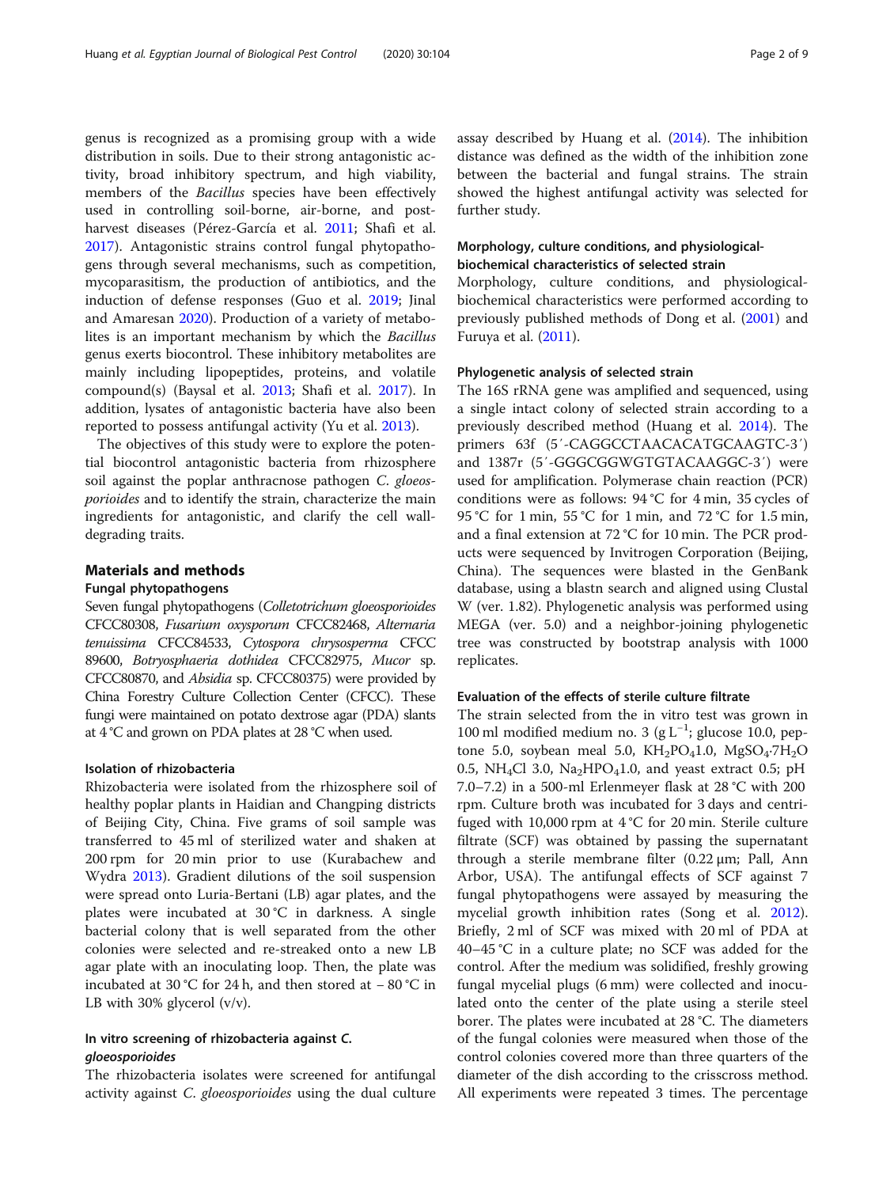genus is recognized as a promising group with a wide distribution in soils. Due to their strong antagonistic activity, broad inhibitory spectrum, and high viability, members of the *Bacillus* species have been effectively used in controlling soil-borne, air-borne, and post-harvest diseases (Pérez-García et al. 2011; Shafi et al. 2017). Antagonistic strains control fungal phytopathogens through several mechanisms, such as competition, mycoparasitism, the production of antibiotics, and the induction of defense responses (Guo et al. 2019; Jinal and Amaresan 2020). Production of a variety of metabolites is an important mechanism by which the *Bacillus* genus exerts biocontrol. These inhibitory metabolites are mainly including lipopeptides, proteins, and volatile compound(s) (Baysal et al. 2013; Shafi et al. 2017). In addition, lysates of antagonistic bacteria have also been reported to possess antifungal activity (Yu et al. 2013).

The objectives of this study were to explore the potential biocontrol antagonistic bacteria from rhizosphere soil against the poplar anthracnose pathogen *C. gloeosporioides* and to identify the strain, characterize the main ingredients for antagonistic, and clarify the cell wall-degrading traits.

## Materials and methods

### Fungal phytopathogens

Seven fungal phytopathogens (*Colletotrichum gloeosporioides* CFCC80308, *Fusarium oxysporum* CFCC82468, *Alternaria tenuissima* CFCC84533, *Cytospora chrysosperma* CFCC 89600, *Botryosphaeria dothidea* CFCC82975, *Mucor* sp. CFCC80870, and *Absidia* sp. CFCC80375) were provided by China Forestry Culture Collection Center (CFCC). These fungi were maintained on potato dextrose agar (PDA) slants at 4 °C and grown on PDA plates at 28 °C when used.

### Isolation of rhizobacteria

Rhizobacteria were isolated from the rhizosphere soil of healthy poplar plants in Haidian and Changping districts of Beijing City, China. Five grams of soil sample was transferred to 45 ml of sterilized water and shaken at 200 rpm for 20 min prior to use (Kurabachew and Wydra 2013). Gradient dilutions of the soil suspension were spread onto Luria-Bertani (LB) agar plates, and the plates were incubated at 30 °C in darkness. A single bacterial colony that is well separated from the other colonies were selected and re-streaked onto a new LB agar plate with an inoculating loop. Then, the plate was incubated at 30 °C for 24 h, and then stored at − 80 °C in LB with 30% glycerol (v/v).

### In vitro screening of rhizobacteria against *C. gloeosporioides*

The rhizobacteria isolates were screened for antifungal activity against *C. gloeosporioides* using the dual culture assay described by Huang et al. (2014). The inhibition distance was defined as the width of the inhibition zone between the bacterial and fungal strains. The strain showed the highest antifungal activity was selected for further study.

### Morphology, culture conditions, and physiological-biochemical characteristics of selected strain

Morphology, culture conditions, and physiological-biochemical characteristics were performed according to previously published methods of Dong et al. (2001) and Furuya et al. (2011).

### Phylogenetic analysis of selected strain

The 16S rRNA gene was amplified and sequenced, using a single intact colony of selected strain according to a previously described method (Huang et al. 2014). The primers 63f (5′-CAGGCCTAACACATGCAAGTC-3′) and 1387r (5′-GGGCGGWGTGTACAAGGC-3′) were used for amplification. Polymerase chain reaction (PCR) conditions were as follows: 94 °C for 4 min, 35 cycles of 95 °C for 1 min, 55 °C for 1 min, and 72 °C for 1.5 min, and a final extension at 72 °C for 10 min. The PCR products were sequenced by Invitrogen Corporation (Beijing, China). The sequences were blasted in the GenBank database, using a blastn search and aligned using Clustal W (ver. 1.82). Phylogenetic analysis was performed using MEGA (ver. 5.0) and a neighbor-joining phylogenetic tree was constructed by bootstrap analysis with 1000 replicates.

### Evaluation of the effects of sterile culture filtrate

The strain selected from the in vitro test was grown in 100 ml modified medium no. 3 ($g\,L^{-1}$; glucose 10.0, peptone 5.0, soybean meal 5.0, $KH_2PO_4$ 1.0, $MgSO_4{\cdot}7H_2O$ 0.5, $NH_4Cl$ 3.0, $Na_2HPO_4$ 1.0, and yeast extract 0.5; pH 7.0–7.2) in a 500-ml Erlenmeyer flask at 28 °C with 200 rpm. Culture broth was incubated for 3 days and centrifuged with 10,000 rpm at 4 °C for 20 min. Sterile culture filtrate (SCF) was obtained by passing the supernatant through a sterile membrane filter (0.22 μm; Pall, Ann Arbor, USA). The antifungal effects of SCF against 7 fungal phytopathogens were assayed by measuring the mycelial growth inhibition rates (Song et al. 2012). Briefly, 2 ml of SCF was mixed with 20 ml of PDA at 40–45 °C in a culture plate; no SCF was added for the control. After the medium was solidified, freshly growing fungal mycelial plugs (6 mm) were collected and inoculated onto the center of the plate using a sterile steel borer. The plates were incubated at 28 °C. The diameters of the fungal colonies were measured when those of the control colonies covered more than three quarters of the diameter of the dish according to the crisscross method. All experiments were repeated 3 times. The percentage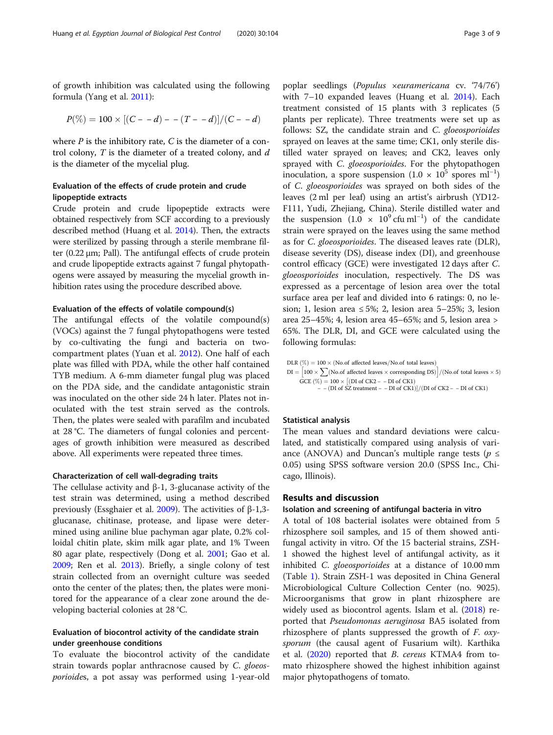of growth inhibition was calculated using the following formula (Yang et al. 2011):

$$P(\%) = 100 \times [(C - - d) - - (T - - d)]/(C - - d)$$

where $P$ is the inhibitory rate, $C$ is the diameter of a control colony, $T$ is the diameter of a treated colony, and $d$ is the diameter of the mycelial plug.

### Evaluation of the effects of crude protein and crude lipopeptide extracts

Crude protein and crude lipopeptide extracts were obtained respectively from SCF according to a previously described method (Huang et al. 2014). Then, the extracts were sterilized by passing through a sterile membrane filter (0.22 μm; Pall). The antifungal effects of crude protein and crude lipopeptide extracts against 7 fungal phytopathogens were assayed by measuring the mycelial growth inhibition rates using the procedure described above.

#### Evaluation of the effects of volatile compound(s)

The antifungal effects of the volatile compound(s) (VOCs) against the 7 fungal phytopathogens were tested by co-cultivating the fungi and bacteria on two-compartment plates (Yuan et al. 2012). One half of each plate was filled with PDA, while the other half contained TYB medium. A 6-mm diameter fungal plug was placed on the PDA side, and the candidate antagonistic strain was inoculated on the other side 24 h later. Plates not inoculated with the test strain served as the controls. Then, the plates were sealed with parafilm and incubated at 28 °C. The diameters of fungal colonies and percentages of growth inhibition were measured as described above. All experiments were repeated three times.

#### Characterization of cell wall-degrading traits

The cellulase activity and β-1, 3-glucanase activity of the test strain was determined, using a method described previously (Essghaier et al. 2009). The activities of β-1,3-glucanase, chitinase, protease, and lipase were determined using aniline blue pachyman agar plate, 0.2% colloidal chitin plate, skim milk agar plate, and 1% Tween 80 agar plate, respectively (Dong et al. 2001; Gao et al. 2009; Ren et al. 2013). Briefly, a single colony of test strain collected from an overnight culture was seeded onto the center of the plates; then, the plates were monitored for the appearance of a clear zone around the developing bacterial colonies at 28 °C.

### Evaluation of biocontrol activity of the candidate strain under greenhouse conditions

To evaluate the biocontrol activity of the candidate strain towards poplar anthracnose caused by *C. gloeosporioides*, a pot assay was performed using 1-year-old poplar seedlings (*Populus* ×*euramericana* cv. '74/76') with 7–10 expanded leaves (Huang et al. 2014). Each treatment consisted of 15 plants with 3 replicates (5 plants per replicate). Three treatments were set up as follows: SZ, the candidate strain and *C. gloeosporioides* sprayed on leaves at the same time; CK1, only sterile distilled water sprayed on leaves; and CK2, leaves only sprayed with *C. gloeosporioides*. For the phytopathogen inoculation, a spore suspension ($1.0 \times 10^5$ spores ml$^{-1}$) of *C. gloeosporioides* was sprayed on both sides of the leaves (2 ml per leaf) using an artist's airbrush (YD12-F111, Yudi, Zhejiang, China). Sterile distilled water and the suspension ($1.0 \times 10^9$ cfu ml$^{-1}$) of the candidate strain were sprayed on the leaves using the same method as for *C. gloeosporioides*. The diseased leaves rate (DLR), disease severity (DS), disease index (DI), and greenhouse control efficacy (GCE) were investigated 12 days after *C. gloeosporioides* inoculation, respectively. The DS was expressed as a percentage of lesion area over the total surface area per leaf and divided into 6 ratings: 0, no lesion; 1, lesion area ≤ 5%; 2, lesion area 5–25%; 3, lesion area 25–45%; 4, lesion area 45–65%; and 5, lesion area > 65%. The DLR, DI, and GCE were calculated using the following formulas:

$$\text{DLR}(\%) = 100 \times (\text{No.of affected leaves}/\text{No.of total leaves})$$

$$\text{DI} = \left[100 \times \sum(\text{No.of affected leaves} \times \text{corresponding DS})\right]/(\text{No.of total leaves} \times 5)$$

$$\text{GCE}(\%) = 100 \times [(\text{DI of CK2} - - \text{DI of CK1}) - - (\text{DI of SZ treatment} - - \text{DI of CK1})]/(\text{DI of CK2} - - \text{DI of CK1})$$

### Statistical analysis

The mean values and standard deviations were calculated, and statistically compared using analysis of variance (ANOVA) and Duncan's multiple range tests ($p \leq 0.05$) using SPSS software version 20.0 (SPSS Inc., Chicago, Illinois).

## Results and discussion

### Isolation and screening of antifungal bacteria in vitro

A total of 108 bacterial isolates were obtained from 5 rhizosphere soil samples, and 15 of them showed antifungal activity in vitro. Of the 15 bacterial strains, ZSH-1 showed the highest level of antifungal activity, as it inhibited *C. gloeosporioides* at a distance of 10.00 mm (Table 1). Strain ZSH-1 was deposited in China General Microbiological Culture Collection Center (no. 9025). Microorganisms that grow in plant rhizosphere are widely used as biocontrol agents. Islam et al. (2018) reported that *Pseudomonas aeruginosa* BA5 isolated from rhizosphere of plants suppressed the growth of *F. oxysporum* (the causal agent of Fusarium wilt). Karthika et al. (2020) reported that *B. cereus* KTMA4 from tomato rhizosphere showed the highest inhibition against major phytopathogens of tomato.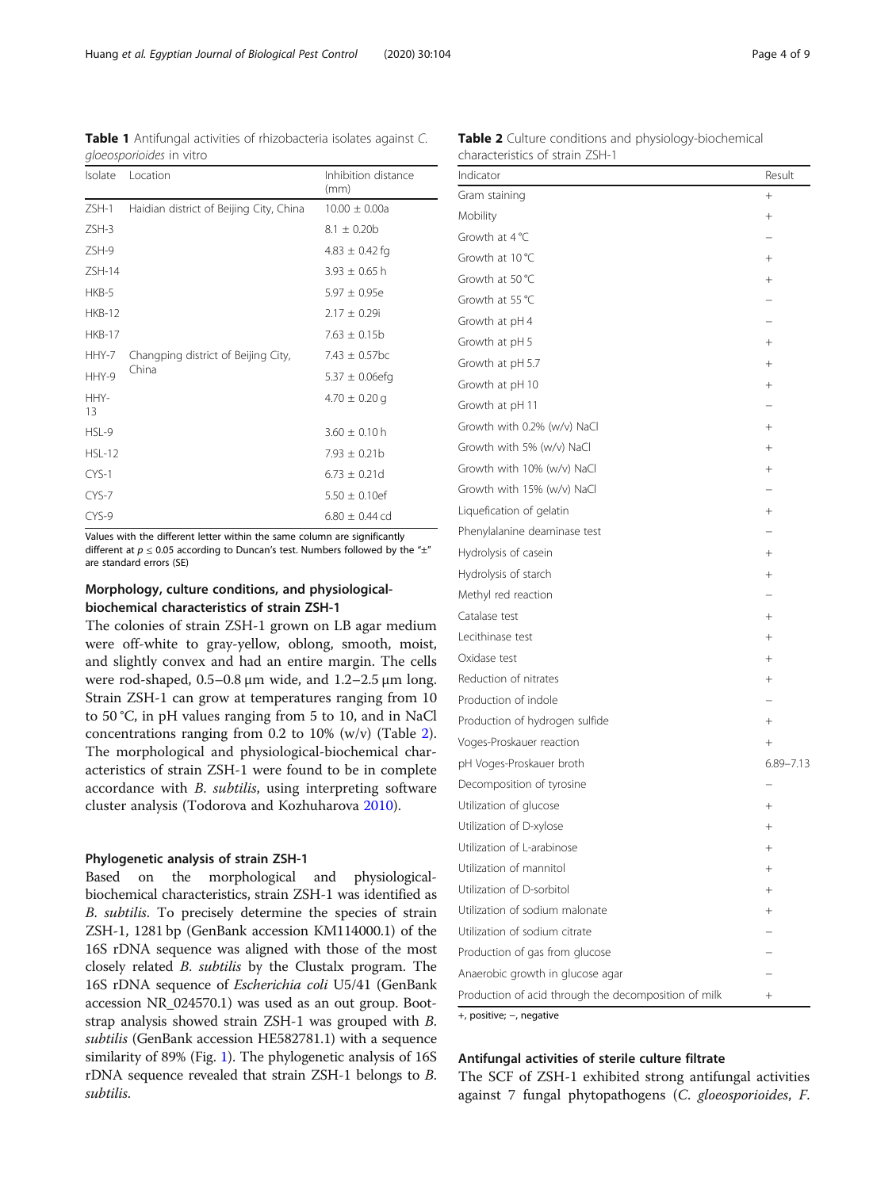**Table 1** Antifungal activities of rhizobacteria isolates against *C. gloeosporioides* in vitro

| Isolate | Location | Inhibition distance (mm) |
|---|---|---|
| ZSH-1 | Haidian district of Beijing City, China | 10.00 ± 0.00a |
| ZSH-3 | | 8.1 ± 0.20b |
| ZSH-9 | | 4.83 ± 0.42 fg |
| ZSH-14 | | 3.93 ± 0.65 h |
| HKB-5 | | 5.97 ± 0.95e |
| HKB-12 | | 2.17 ± 0.29i |
| HKB-17 | | 7.63 ± 0.15b |
| HHY-7 | Changping district of Beijing City, China | 7.43 ± 0.57bc |
| HHY-9 | | 5.37 ± 0.06efg |
| HHY-13 | | 4.70 ± 0.20 g |
| HSL-9 | | 3.60 ± 0.10 h |
| HSL-12 | | 7.93 ± 0.21b |
| CYS-1 | | 6.73 ± 0.21d |
| CYS-7 | | 5.50 ± 0.10ef |
| CYS-9 | | 6.80 ± 0.44 cd |

Values with the different letter within the same column are significantly different at $p \leq 0.05$ according to Duncan's test. Numbers followed by the "±" are standard errors (SE)

## Morphology, culture conditions, and physiological-biochemical characteristics of strain ZSH-1

The colonies of strain ZSH-1 grown on LB agar medium were off-white to gray-yellow, oblong, smooth, moist, and slightly convex and had an entire margin. The cells were rod-shaped, 0.5–0.8 µm wide, and 1.2–2.5 µm long. Strain ZSH-1 can grow at temperatures ranging from 10 to 50 °C, in pH values ranging from 5 to 10, and in NaCl concentrations ranging from 0.2 to 10% (w/v) (Table 2). The morphological and physiological-biochemical characteristics of strain ZSH-1 were found to be in complete accordance with *B. subtilis*, using interpreting software cluster analysis (Todorova and Kozhuharova 2010).

## Phylogenetic analysis of strain ZSH-1

Based on the morphological and physiological-biochemical characteristics, strain ZSH-1 was identified as *B. subtilis*. To precisely determine the species of strain ZSH-1, 1281 bp (GenBank accession KM114000.1) of the 16S rDNA sequence was aligned with those of the most closely related *B. subtilis* by the Clustalx program. The 16S rDNA sequence of *Escherichia coli* U5/41 (GenBank accession NR_024570.1) was used as an out group. Bootstrap analysis showed strain ZSH-1 was grouped with *B. subtilis* (GenBank accession HE582781.1) with a sequence similarity of 89% (Fig. 1). The phylogenetic analysis of 16S rDNA sequence revealed that strain ZSH-1 belongs to *B. subtilis*.

**Table 2** Culture conditions and physiology-biochemical characteristics of strain ZSH-1

| Indicator | Result |
|---|---|
| Gram staining | + |
| Mobility | + |
| Growth at 4 °C | – |
| Growth at 10 °C | + |
| Growth at 50 °C | + |
| Growth at 55 °C | – |
| Growth at pH 4 | – |
| Growth at pH 5 | + |
| Growth at pH 5.7 | + |
| Growth at pH 10 | + |
| Growth at pH 11 | – |
| Growth with 0.2% (w/v) NaCl | + |
| Growth with 5% (w/v) NaCl | + |
| Growth with 10% (w/v) NaCl | + |
| Growth with 15% (w/v) NaCl | – |
| Liquefication of gelatin | + |
| Phenylalanine deaminase test | – |
| Hydrolysis of casein | + |
| Hydrolysis of starch | + |
| Methyl red reaction | – |
| Catalase test | + |
| Lecithinase test | + |
| Oxidase test | + |
| Reduction of nitrates | + |
| Production of indole | – |
| Production of hydrogen sulfide | + |
| Voges-Proskauer reaction | + |
| pH Voges-Proskauer broth | 6.89–7.13 |
| Decomposition of tyrosine | – |
| Utilization of glucose | + |
| Utilization of D-xylose | + |
| Utilization of L-arabinose | + |
| Utilization of mannitol | + |
| Utilization of D-sorbitol | + |
| Utilization of sodium malonate | + |
| Utilization of sodium citrate | – |
| Production of gas from glucose | – |
| Anaerobic growth in glucose agar | – |
| Production of acid through the decomposition of milk | + |

+, positive; –, negative

## Antifungal activities of sterile culture filtrate

The SCF of ZSH-1 exhibited strong antifungal activities against 7 fungal phytopathogens (*C. gloeosporioides*, *F.*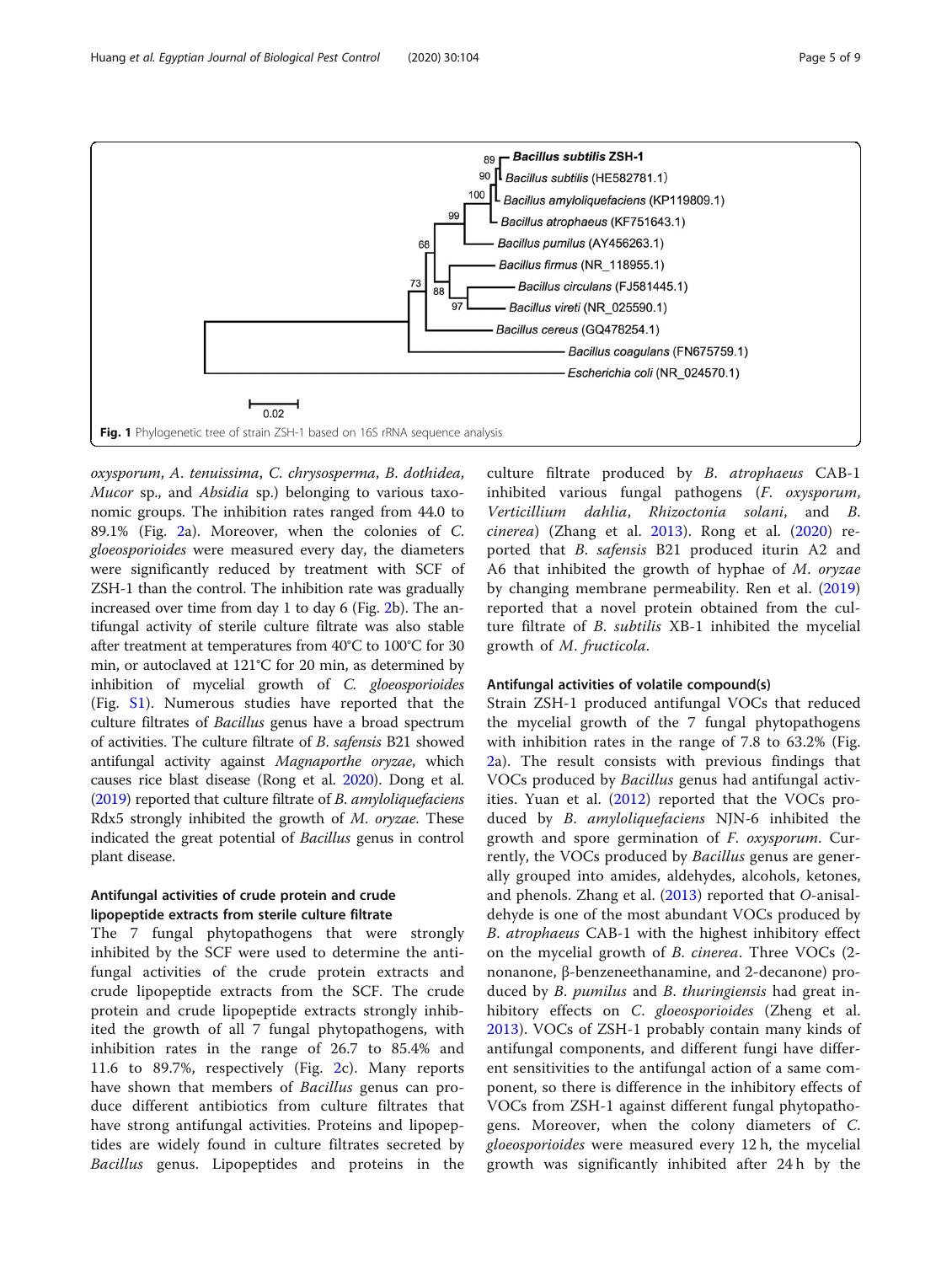Fig. 1 Phylogenetic tree of strain ZSH-1 based on 16S rRNA sequence analysis

*oxysporum*, *A. tenuissima*, *C. chrysosperma*, *B. dothidea*, *Mucor* sp., and *Absidia* sp.) belonging to various taxonomic groups. The inhibition rates ranged from 44.0 to 89.1% (Fig. 2a). Moreover, when the colonies of *C. gloeosporioides* were measured every day, the diameters were significantly reduced by treatment with SCF of ZSH-1 than the control. The inhibition rate was gradually increased over time from day 1 to day 6 (Fig. 2b). The antifungal activity of sterile culture filtrate was also stable after treatment at temperatures from 40°C to 100°C for 30 min, or autoclaved at 121°C for 20 min, as determined by inhibition of mycelial growth of *C. gloeosporioides* (Fig. S1). Numerous studies have reported that the culture filtrates of *Bacillus* genus have a broad spectrum of activities. The culture filtrate of *B. safensis* B21 showed antifungal activity against *Magnaporthe oryzae*, which causes rice blast disease (Rong et al. 2020). Dong et al. (2019) reported that culture filtrate of *B. amyloliquefaciens* Rdx5 strongly inhibited the growth of *M. oryzae*. These indicated the great potential of *Bacillus* genus in control plant disease.

### Antifungal activities of crude protein and crude lipopeptide extracts from sterile culture filtrate

The 7 fungal phytopathogens that were strongly inhibited by the SCF were used to determine the antifungal activities of the crude protein extracts and crude lipopeptide extracts from the SCF. The crude protein and crude lipopeptide extracts strongly inhibited the growth of all 7 fungal phytopathogens, with inhibition rates in the range of 26.7 to 85.4% and 11.6 to 89.7%, respectively (Fig. 2c). Many reports have shown that members of *Bacillus* genus can produce different antibiotics from culture filtrates that have strong antifungal activities. Proteins and lipopeptides are widely found in culture filtrates secreted by *Bacillus* genus. Lipopeptides and proteins in the culture filtrate produced by *B. atrophaeus* CAB-1 inhibited various fungal pathogens (*F. oxysporum*, *Verticillium dahlia*, *Rhizoctonia solani*, and *B. cinerea*) (Zhang et al. 2013). Rong et al. (2020) reported that *B. safensis* B21 produced iturin A2 and A6 that inhibited the growth of hyphae of *M. oryzae* by changing membrane permeability. Ren et al. (2019) reported that a novel protein obtained from the culture filtrate of *B. subtilis* XB-1 inhibited the mycelial growth of *M. fructicola*.

### Antifungal activities of volatile compound(s)

Strain ZSH-1 produced antifungal VOCs that reduced the mycelial growth of the 7 fungal phytopathogens with inhibition rates in the range of 7.8 to 63.2% (Fig. 2a). The result consists with previous findings that VOCs produced by *Bacillus* genus had antifungal activities. Yuan et al. (2012) reported that the VOCs produced by *B. amyloliquefaciens* NJN-6 inhibited the growth and spore germination of *F. oxysporum*. Currently, the VOCs produced by *Bacillus* genus are generally grouped into amides, aldehydes, alcohols, ketones, and phenols. Zhang et al. (2013) reported that *O*-anisaldehyde is one of the most abundant VOCs produced by *B. atrophaeus* CAB-1 with the highest inhibitory effect on the mycelial growth of *B. cinerea*. Three VOCs (2-nonanone, β-benzeneethanamine, and 2-decanone) produced by *B. pumilus* and *B. thuringiensis* had great inhibitory effects on *C. gloeosporioides* (Zheng et al. 2013). VOCs of ZSH-1 probably contain many kinds of antifungal components, and different fungi have different sensitivities to the antifungal action of a same component, so there is difference in the inhibitory effects of VOCs from ZSH-1 against different fungal phytopathogens. Moreover, when the colony diameters of *C. gloeosporioides* were measured every 12 h, the mycelial growth was significantly inhibited after 24 h by the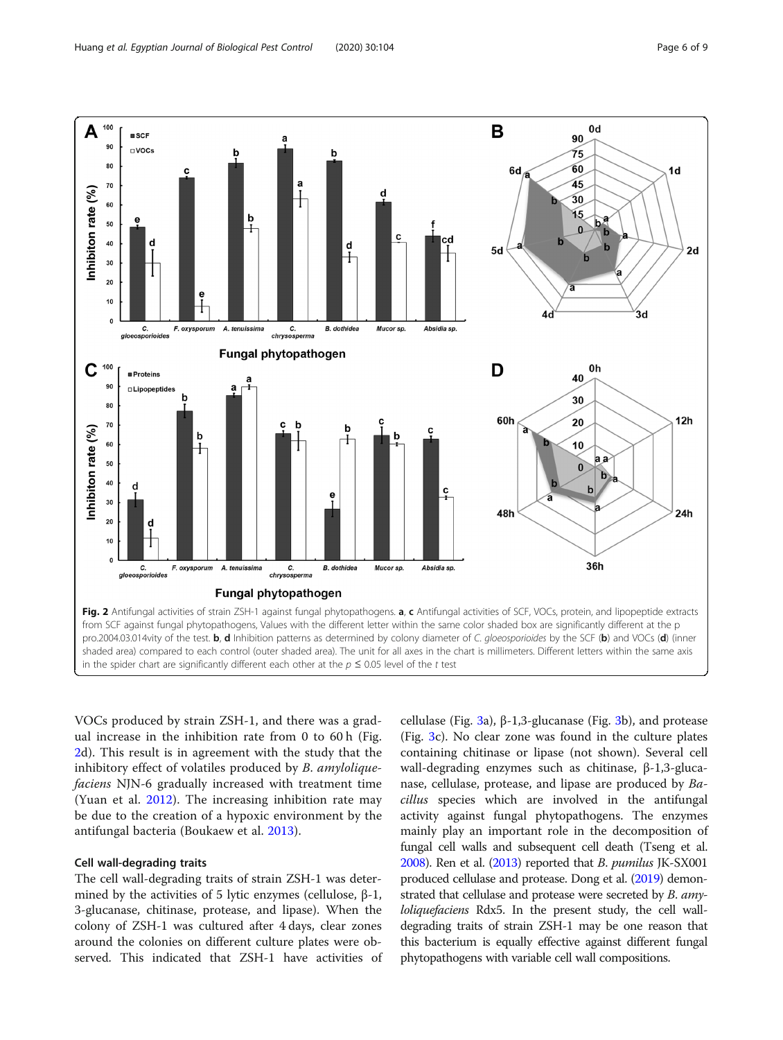**Fig. 2** Antifungal activities of strain ZSH-1 against fungal phytopathogens. **a**, **c** Antifungal activities of SCF, VOCs, protein, and lipopeptide extracts from SCF against fungal phytopathogens, Values with the different letter within the same color shaded box are significantly different at the p pro.2004.03.014vity of the test. **b**, **d** Inhibition patterns as determined by colony diameter of *C. gloeosporioides* by the SCF (**b**) and VOCs (**d**) (inner shaded area) compared to each control (outer shaded area). The unit for all axes in the chart is millimeters. Different letters within the same axis in the spider chart are significantly different each other at the $p \leq 0.05$ level of the *t* test

VOCs produced by strain ZSH-1, and there was a gradual increase in the inhibition rate from 0 to 60 h (Fig. 2d). This result is in agreement with the study that the inhibitory effect of volatiles produced by *B. amyloliquefaciens* NJN-6 gradually increased with treatment time (Yuan et al. 2012). The increasing inhibition rate may be due to the creation of a hypoxic environment by the antifungal bacteria (Boukaew et al. 2013).

### Cell wall-degrading traits

The cell wall-degrading traits of strain ZSH-1 was determined by the activities of 5 lytic enzymes (cellulose, β-1, 3-glucanase, chitinase, protease, and lipase). When the colony of ZSH-1 was cultured after 4 days, clear zones around the colonies on different culture plates were observed. This indicated that ZSH-1 have activities of cellulase (Fig. 3a), β-1,3-glucanase (Fig. 3b), and protease (Fig. 3c). No clear zone was found in the culture plates containing chitinase or lipase (not shown). Several cell wall-degrading enzymes such as chitinase, β-1,3-glucanase, cellulase, protease, and lipase are produced by *Bacillus* species which are involved in the antifungal activity against fungal phytopathogens. The enzymes mainly play an important role in the decomposition of fungal cell walls and subsequent cell death (Tseng et al. 2008). Ren et al. (2013) reported that *B. pumilus* JK-SX001 produced cellulase and protease. Dong et al. (2019) demonstrated that cellulase and protease were secreted by *B. amyloliquefaciens* Rdx5. In the present study, the cell wall-degrading traits of strain ZSH-1 may be one reason that this bacterium is equally effective against different fungal phytopathogens with variable cell wall compositions.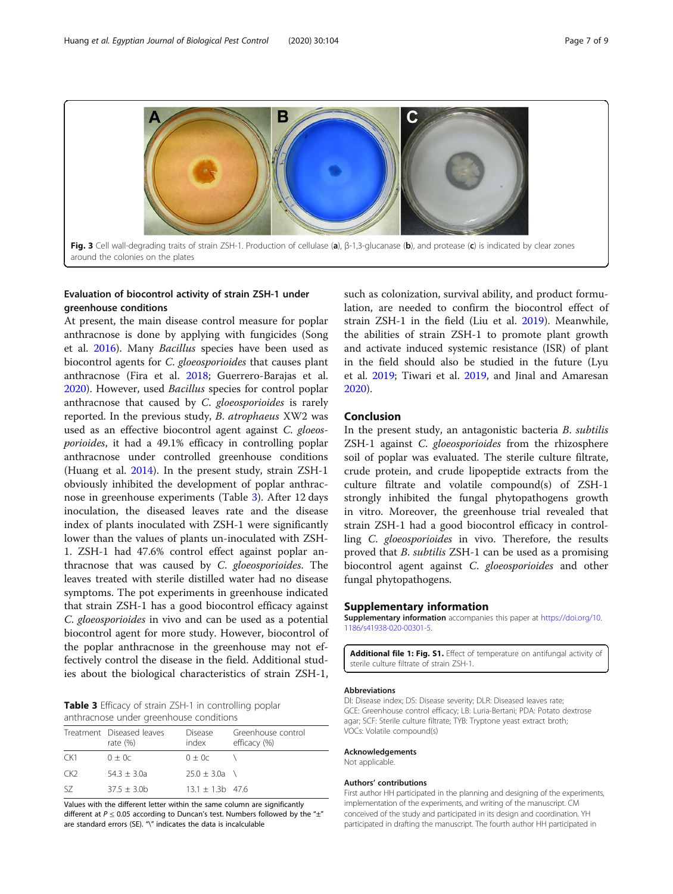Fig. 3 Cell wall-degrading traits of strain ZSH-1. Production of cellulase (**a**), β-1,3-glucanase (**b**), and protease (**c**) is indicated by clear zones around the colonies on the plates

### Evaluation of biocontrol activity of strain ZSH-1 under greenhouse conditions

At present, the main disease control measure for poplar anthracnose is done by applying with fungicides (Song et al. 2016). Many *Bacillus* species have been used as biocontrol agents for *C. gloeosporioides* that causes plant anthracnose (Fira et al. 2018; Guerrero-Barajas et al. 2020). However, used *Bacillus* species for control poplar anthracnose that caused by *C. gloeosporioides* is rarely reported. In the previous study, *B. atrophaeus* XW2 was used as an effective biocontrol agent against *C. gloeosporioides*, it had a 49.1% efficacy in controlling poplar anthracnose under controlled greenhouse conditions (Huang et al. 2014). In the present study, strain ZSH-1 obviously inhibited the development of poplar anthracnose in greenhouse experiments (Table 3). After 12 days inoculation, the diseased leaves rate and the disease index of plants inoculated with ZSH-1 were significantly lower than the values of plants un-inoculated with ZSH-1. ZSH-1 had 47.6% control effect against poplar anthracnose that was caused by *C. gloeosporioides*. The leaves treated with sterile distilled water had no disease symptoms. The pot experiments in greenhouse indicated that strain ZSH-1 has a good biocontrol efficacy against *C. gloeosporioides* in vivo and can be used as a potential biocontrol agent for more study. However, biocontrol of the poplar anthracnose in the greenhouse may not effectively control the disease in the field. Additional studies about the biological characteristics of strain ZSH-1, such as colonization, survival ability, and product formulation, are needed to confirm the biocontrol effect of strain ZSH-1 in the field (Liu et al. 2019). Meanwhile, the abilities of strain ZSH-1 to promote plant growth and activate induced systemic resistance (ISR) of plant in the field should also be studied in the future (Lyu et al. 2019; Tiwari et al. 2019, and Jinal and Amaresan 2020).

**Table 3** Efficacy of strain ZSH-1 in controlling poplar anthracnose under greenhouse conditions

| Treatment | Diseased leaves rate (%) | Disease index | Greenhouse control efficacy (%) |
|---|---|---|---|
| CK1 | 0 ± 0c | 0 ± 0c | \ |
| CK2 | 54.3 ± 3.0a | 25.0 ± 3.0a | \ |
| SZ | 37.5 ± 3.0b | 13.1 ± 1.3b | 47.6 |

Values with the different letter within the same column are significantly different at $P \leq 0.05$ according to Duncan's test. Numbers followed by the "±" are standard errors (SE). "\" indicates the data is incalculable

## Conclusion

In the present study, an antagonistic bacteria *B. subtilis* ZSH-1 against *C. gloeosporioides* from the rhizosphere soil of poplar was evaluated. The sterile culture filtrate, crude protein, and crude lipopeptide extracts from the culture filtrate and volatile compound(s) of ZSH-1 strongly inhibited the fungal phytopathogens growth in vitro. Moreover, the greenhouse trial revealed that strain ZSH-1 had a good biocontrol efficacy in controlling *C. gloeosporioides* in vivo. Therefore, the results proved that *B. subtilis* ZSH-1 can be used as a promising biocontrol agent against *C. gloeosporioides* and other fungal phytopathogens.

## Supplementary information

**Supplementary information** accompanies this paper at https://doi.org/10.1186/s41938-020-00301-5.

**Additional file 1: Fig. S1.** Effect of temperature on antifungal activity of sterile culture filtrate of strain ZSH-1.

### Abbreviations

DI: Disease index; DS: Disease severity; DLR: Diseased leaves rate; GCE: Greenhouse control efficacy; LB: Luria-Bertani; PDA: Potato dextrose agar; SCF: Sterile culture filtrate; TYB: Tryptone yeast extract broth; VOCs: Volatile compound(s)

### Acknowledgements

Not applicable.

### Authors' contributions

First author HH participated in the planning and designing of the experiments, implementation of the experiments, and writing of the manuscript. CM conceived of the study and participated in its design and coordination. YH participated in drafting the manuscript. The fourth author HH participated in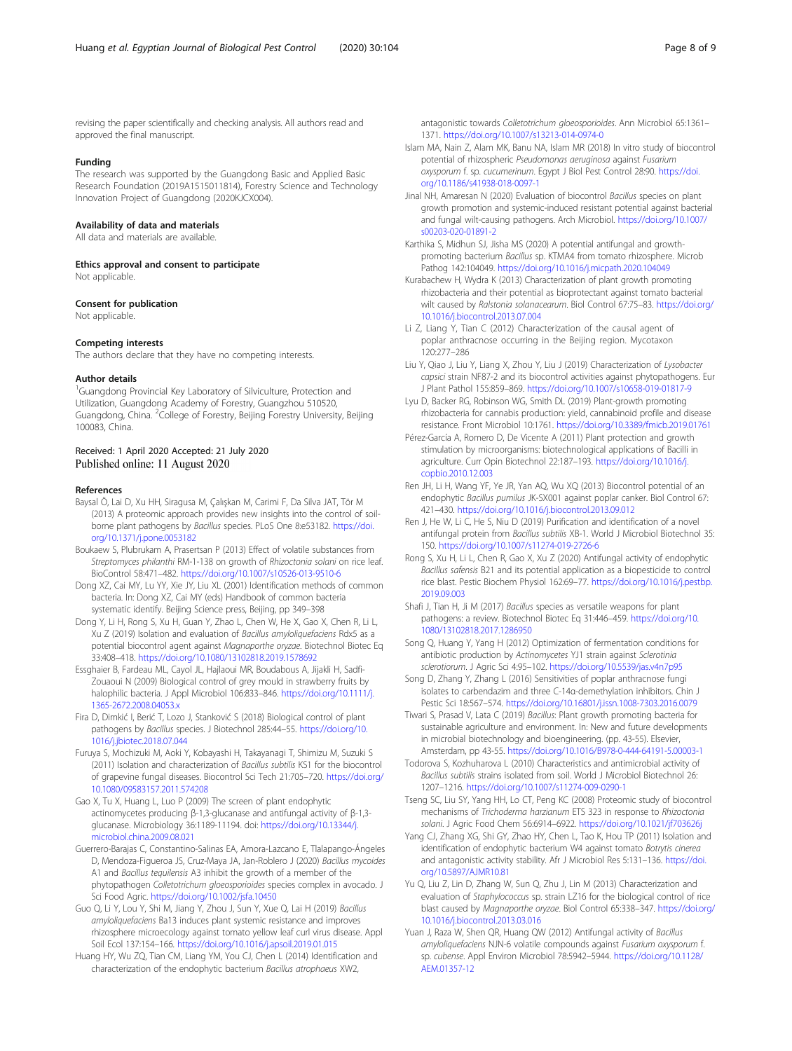revising the paper scientifically and checking analysis. All authors read and approved the final manuscript.

### Funding

The research was supported by the Guangdong Basic and Applied Basic Research Foundation (2019A1515011814), Forestry Science and Technology Innovation Project of Guangdong (2020KJCX004).

### Availability of data and materials

All data and materials are available.

### Ethics approval and consent to participate

Not applicable.

### Consent for publication

Not applicable.

### Competing interests

The authors declare that they have no competing interests.

### Author details

[1]Guangdong Provincial Key Laboratory of Silviculture, Protection and Utilization, Guangdong Academy of Forestry, Guangzhou 510520, Guangdong, China. [2]College of Forestry, Beijing Forestry University, Beijing 100083, China.

Received: 1 April 2020 Accepted: 21 July 2020
Published online: 11 August 2020

### References

- Baysal Ö, Lai D, Xu HH, Siragusa M, Çalışkan M, Carimi F, Da Silva JAT, Tör M (2013) A proteomic approach provides new insights into the control of soil-borne plant pathogens by *Bacillus* species. PLoS One 8:e53182. https://doi.org/10.1371/journal.pone.0053182
- Boukaew S, Plubrukam A, Prasertsan P (2013) Effect of volatile substances from *Streptomyces philanthi* RM-1-138 on growth of *Rhizoctonia solani* on rice leaf. BioControl 58:471–482. https://doi.org/10.1007/s10526-013-9510-6
- Dong XZ, Cai MY, Lu YY, Xie JY, Liu XL (2001) Identification methods of common bacteria. In: Dong XZ, Cai MY (eds) Handbook of common bacteria systematic identify. Beijing Science press, Beijing, pp 349–398
- Dong Y, Li H, Rong S, Xu H, Guan Y, Zhao L, Chen W, He X, Gao X, Chen R, Li L, Xu Z (2019) Isolation and evaluation of *Bacillus amyloliquefaciens* Rdx5 as a potential biocontrol agent against *Magnaporthe oryzae*. Biotechnol Biotec Eq 33:408–418. https://doi.org/10.1080/13102818.2019.1578692
- Essghaier B, Fardeau ML, Cayol JL, Hajlaoui MR, Boudabous A, Jijakli H, Sadfi-Zouaoui N (2009) Biological control of grey mould in strawberry fruits by halophilic bacteria. J Appl Microbiol 106:833–846. https://doi.org/10.1111/j.1365-2672.2008.04053.x
- Fira D, Dimkić I, Berić T, Lozo J, Stanković S (2018) Biological control of plant pathogens by *Bacillus* species. J Biotechnol 285:44–55. https://doi.org/10.1016/j.jbiotec.2018.07.044
- Furuya S, Mochizuki M, Aoki Y, Kobayashi H, Takayanagi T, Shimizu M, Suzuki S (2011) Isolation and characterization of *Bacillus subtilis* KS1 for the biocontrol of grapevine fungal diseases. Biocontrol Sci Tech 21:705–720. https://doi.org/10.1080/09583157.2011.574208
- Gao X, Tu X, Huang L, Luo P (2009) The screen of plant endophytic actinomycetes producing β-1,3-glucanase and antifungal activity of β-1,3-glucanase. Microbiology 36:1189-11194. doi: https://doi.org/10.13344/j.microbiol.china.2009.08.021
- Guerrero-Barajas C, Constantino-Salinas EA, Amora-Lazcano E, Tlalapango-Ángeles D, Mendoza-Figueroa JS, Cruz-Maya JA, Jan-Roblero J (2020) *Bacillus mycoides* A1 and *Bacillus tequilensis* A3 inhibit the growth of a member of the phytopathogen *Colletotrichum gloeosporioides* species complex in avocado. J Sci Food Agric. https://doi.org/10.1002/jsfa.10450
- Guo Q, Li Y, Lou Y, Shi M, Jiang Y, Zhou J, Sun Y, Xue Q, Lai H (2019) *Bacillus amyloliquefaciens* Ba13 induces plant systemic resistance and improves rhizosphere microecology against tomato yellow leaf curl virus disease. Appl Soil Ecol 137:154–166. https://doi.org/10.1016/j.apsoil.2019.01.015
- Huang HY, Wu ZQ, Tian CM, Liang YM, You CJ, Chen L (2014) Identification and characterization of the endophytic bacterium *Bacillus atrophaeus* XW2, antagonistic towards *Colletotrichum gloeosporioides*. Ann Microbiol 65:1361–1371. https://doi.org/10.1007/s13213-014-0974-0
- Islam MA, Nain Z, Alam MK, Banu NA, Islam MR (2018) In vitro study of biocontrol potential of rhizospheric *Pseudomonas aeruginosa* against *Fusarium oxysporum* f. sp. *cucumerinum*. Egypt J Biol Pest Control 28:90. https://doi.org/10.1186/s41938-018-0097-1
- Jinal NH, Amaresan N (2020) Evaluation of biocontrol *Bacillus* species on plant growth promotion and systemic-induced resistant potential against bacterial and fungal wilt-causing pathogens. Arch Microbiol. https://doi.org/10.1007/s00203-020-01891-2
- Karthika S, Midhun SJ, Jisha MS (2020) A potential antifungal and growth-promoting bacterium *Bacillus* sp. KTMA4 from tomato rhizosphere. Microb Pathog 142:104049. https://doi.org/10.1016/j.micpath.2020.104049
- Kurabachew H, Wydra K (2013) Characterization of plant growth promoting rhizobacteria and their potential as bioprotectant against tomato bacterial wilt caused by *Ralstonia solanacearum*. Biol Control 67:75–83. https://doi.org/10.1016/j.biocontrol.2013.07.004
- Li Z, Liang Y, Tian C (2012) Characterization of the causal agent of poplar anthracnose occurring in the Beijing region. Mycotaxon 120:277–286
- Liu Y, Qiao J, Liu Y, Liang X, Zhou Y, Liu J (2019) Characterization of *Lysobacter capsici* strain NF87-2 and its biocontrol activities against phytopathogens. Eur J Plant Pathol 155:859–869. https://doi.org/10.1007/s10658-019-01817-9
- Lyu D, Backer RG, Robinson WG, Smith DL (2019) Plant-growth promoting rhizobacteria for cannabis production: yield, cannabinoid profile and disease resistance. Front Microbiol 10:1761. https://doi.org/10.3389/fmicb.2019.01761
- Pérez-García A, Romero D, De Vicente A (2011) Plant protection and growth stimulation by microorganisms: biotechnological applications of Bacilli in agriculture. Curr Opin Biotechnol 22:187–193. https://doi.org/10.1016/j.copbio.2010.12.003
- Ren JH, Li H, Wang YF, Ye JR, Yan AQ, Wu XQ (2013) Biocontrol potential of an endophytic *Bacillus pumilus* JK-SX001 against poplar canker. Biol Control 67:421–430. https://doi.org/10.1016/j.biocontrol.2013.09.012
- Ren J, He W, Li C, He S, Niu D (2019) Purification and identification of a novel antifungal protein from *Bacillus subtilis* XB-1. World J Microbiol Biotechnol 35:150. https://doi.org/10.1007/s11274-019-2726-6
- Rong S, Xu H, Li L, Chen R, Gao X, Xu Z (2020) Antifungal activity of endophytic *Bacillus safensis* B21 and its potential application as a biopesticide to control rice blast. Pestic Biochem Physiol 162:69–77. https://doi.org/10.1016/j.pestbp.2019.09.003
- Shafi J, Tian H, Ji M (2017) *Bacillus* species as versatile weapons for plant pathogens: a review. Biotechnol Biotec Eq 31:446–459. https://doi.org/10.1080/13102818.2017.1286950
- Song Q, Huang Y, Yang H (2012) Optimization of fermentation conditions for antibiotic production by *Actinomycetes* YJ1 strain against *Sclerotinia sclerotiorum*. J Agric Sci 4:95–102. https://doi.org/10.5539/jas.v4n7p95
- Song D, Zhang Y, Zhang L (2016) Sensitivities of poplar anthracnose fungi isolates to carbendazim and three C-14α-demethylation inhibitors. Chin J Pestic Sci 18:567–574. https://doi.org/10.16801/j.issn.1008-7303.2016.0079
- Tiwari S, Prasad V, Lata C (2019) *Bacillus*: Plant growth promoting bacteria for sustainable agriculture and environment. In: New and future developments in microbial biotechnology and bioengineering. (pp. 43-55). Elsevier, Amsterdam, pp 43-55. https://doi.org/10.1016/B978-0-444-64191-5.00003-1
- Todorova S, Kozhuharova L (2010) Characteristics and antimicrobial activity of *Bacillus subtilis* strains isolated from soil. World J Microbiol Biotechnol 26:1207–1216. https://doi.org/10.1007/s11274-009-0290-1
- Tseng SC, Liu SY, Yang HH, Lo CT, Peng KC (2008) Proteomic study of biocontrol mechanisms of *Trichoderma harzianum* ETS 323 in response to *Rhizoctonia solani*. J Agric Food Chem 56:6914–6922. https://doi.org/10.1021/jf703626j
- Yang CJ, Zhang XG, Shi GY, Zhao HY, Chen L, Tao K, Hou TP (2011) Isolation and identification of endophytic bacterium W4 against tomato *Botrytis cinerea* and antagonistic activity stability. Afr J Microbiol Res 5:131–136. https://doi.org/10.5897/AJMR10.81
- Yu Q, Liu Z, Lin D, Zhang W, Sun Q, Zhu J, Lin M (2013) Characterization and evaluation of *Staphylococcus* sp. strain LZ16 for the biological control of rice blast caused by *Magnaporthe oryzae*. Biol Control 65:338–347. https://doi.org/10.1016/j.biocontrol.2013.03.016
- Yuan J, Raza W, Shen QR, Huang QW (2012) Antifungal activity of *Bacillus amyloliquefaciens* NJN-6 volatile compounds against *Fusarium oxysporum* f. sp. *cubense*. Appl Environ Microbiol 78:5942–5944. https://doi.org/10.1128/AEM.01357-12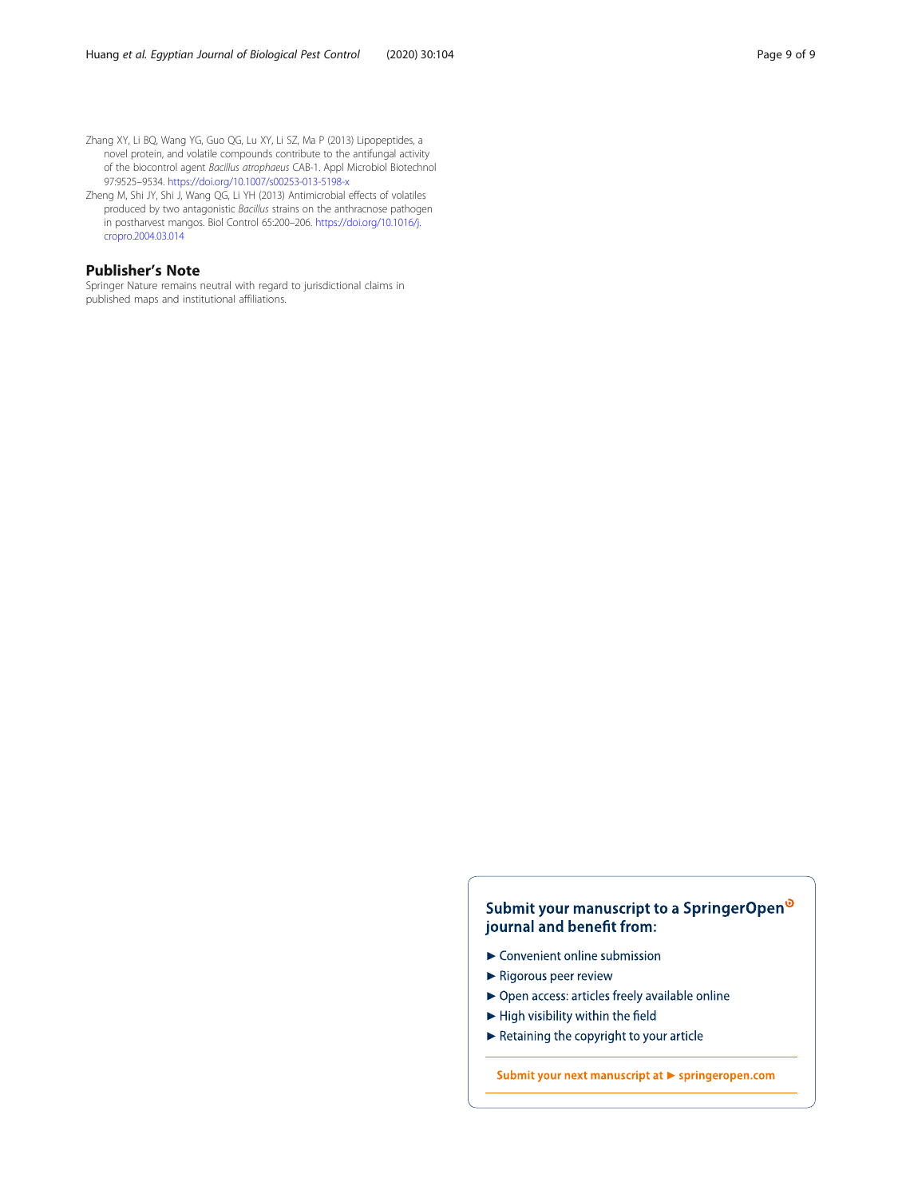Zhang XY, Li BQ, Wang YG, Guo QG, Lu XY, Li SZ, Ma P (2013) Lipopeptides, a novel protein, and volatile compounds contribute to the antifungal activity of the biocontrol agent *Bacillus atrophaeus* CAB-1. Appl Microbiol Biotechnol 97:9525–9534. https://doi.org/10.1007/s00253-013-5198-x

Zheng M, Shi JY, Shi J, Wang QG, Li YH (2013) Antimicrobial effects of volatiles produced by two antagonistic *Bacillus* strains on the anthracnose pathogen in postharvest mangos. Biol Control 65:200–206. https://doi.org/10.1016/j.cropro.2004.03.014

## Publisher's Note

Springer Nature remains neutral with regard to jurisdictional claims in published maps and institutional affiliations.

**Submit your manuscript to a SpringerOpen journal and benefit from:**

- Convenient online submission
- Rigorous peer review
- Open access: articles freely available online
- High visibility within the field
- Retaining the copyright to your article

**Submit your next manuscript at ▶ springeropen.com**